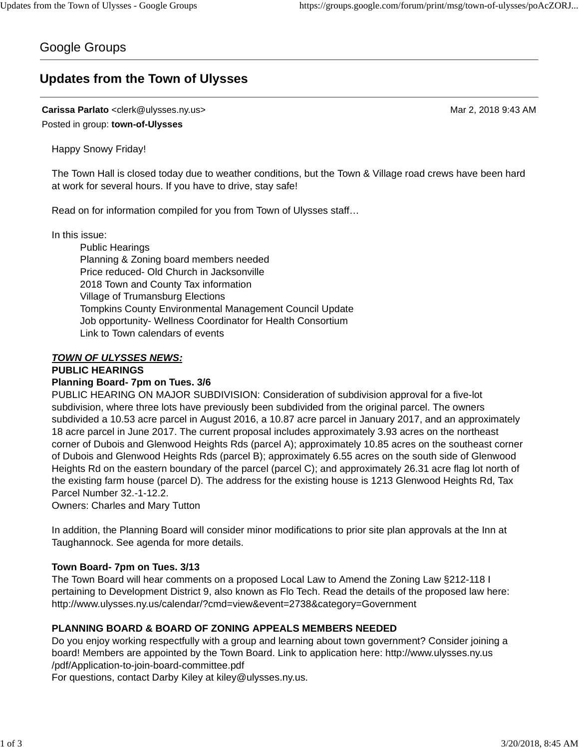Google Groups

# Updates from the Town of Ulysses

**Carissa Parlato** <clerk@ulysses.ny.us> Mar 2, 2018 9:43 AM

Posted in group: **town-of-Ulysses**

Happy Snowy Friday!

The Town Hall is closed today due to weather conditions, but the Town & Village road crews have been hard at work for several hours. If you have to drive, stay safe!

Read on for information compiled for you from Town of Ulysses staff…

In this issue:

- Public Hearings
- Planning & Zoning board members needed
- Price reduced- Old Church in Jacksonville
- 2018 Town and County Tax information
- Village of Trumansburg Elections
- Tompkins County Environmental Management Council Update
- Job opportunity- Wellness Coordinator for Health Consortium
- Link to Town calendars of events

***TOWN OF ULYSSES NEWS:***

**PUBLIC HEARINGS**

**Planning Board- 7pm on Tues. 3/6**

PUBLIC HEARING ON MAJOR SUBDIVISION: Consideration of subdivision approval for a five-lot subdivision, where three lots have previously been subdivided from the original parcel. The owners subdivided a 10.53 acre parcel in August 2016, a 10.87 acre parcel in January 2017, and an approximately 18 acre parcel in June 2017. The current proposal includes approximately 3.93 acres on the northeast corner of Dubois and Glenwood Heights Rds (parcel A); approximately 10.85 acres on the southeast corner of Dubois and Glenwood Heights Rds (parcel B); approximately 6.55 acres on the south side of Glenwood Heights Rd on the eastern boundary of the parcel (parcel C); and approximately 26.31 acre flag lot north of the existing farm house (parcel D). The address for the existing house is 1213 Glenwood Heights Rd, Tax Parcel Number 32.-1-12.2.

Owners: Charles and Mary Tutton

In addition, the Planning Board will consider minor modifications to prior site plan approvals at the Inn at Taughannock. See agenda for more details.

**Town Board- 7pm on Tues. 3/13**

The Town Board will hear comments on a proposed Local Law to Amend the Zoning Law §212-118 I pertaining to Development District 9, also known as Flo Tech. Read the details of the proposed law here: http://www.ulysses.ny.us/calendar/?cmd=view&event=2738&category=Government

**PLANNING BOARD & BOARD OF ZONING APPEALS MEMBERS NEEDED**

Do you enjoy working respectfully with a group and learning about town government? Consider joining a board! Members are appointed by the Town Board. Link to application here: http://www.ulysses.ny.us/pdf/Application-to-join-board-committee.pdf

For questions, contact Darby Kiley at kiley@ulysses.ny.us.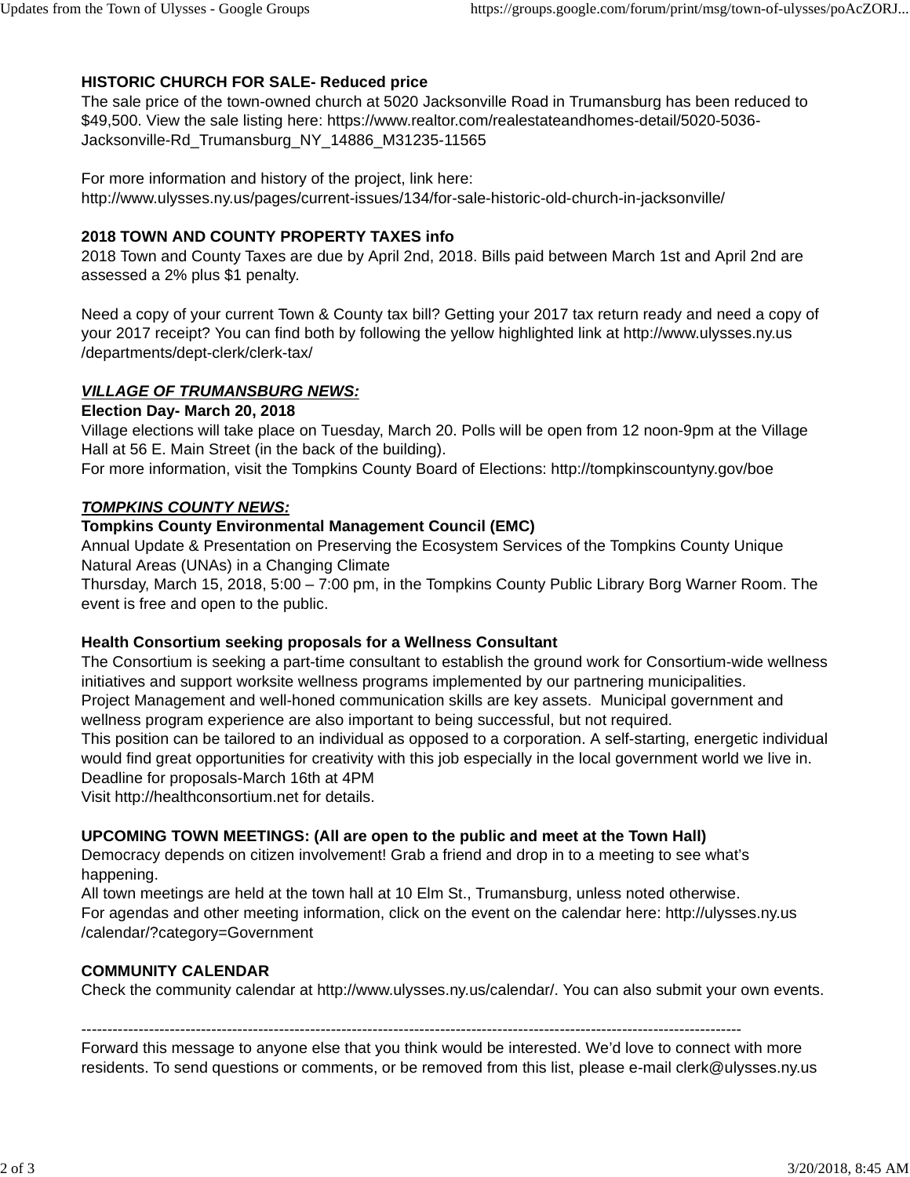**HISTORIC CHURCH FOR SALE- Reduced price**

The sale price of the town-owned church at 5020 Jacksonville Road in Trumansburg has been reduced to $49,500. View the sale listing here: https://www.realtor.com/realestateandhomes-detail/5020-5036-Jacksonville-Rd_Trumansburg_NY_14886_M31235-11565

For more information and history of the project, link here: http://www.ulysses.ny.us/pages/current-issues/134/for-sale-historic-old-church-in-jacksonville/

**2018 TOWN AND COUNTY PROPERTY TAXES info**

2018 Town and County Taxes are due by April 2nd, 2018. Bills paid between March 1st and April 2nd are assessed a 2% plus $1 penalty.

Need a copy of your current Town & County tax bill? Getting your 2017 tax return ready and need a copy of your 2017 receipt? You can find both by following the yellow highlighted link at http://www.ulysses.ny.us/departments/dept-clerk/clerk-tax/

***VILLAGE OF TRUMANSBURG NEWS:***

**Election Day- March 20, 2018**

Village elections will take place on Tuesday, March 20. Polls will be open from 12 noon-9pm at the Village Hall at 56 E. Main Street (in the back of the building).
For more information, visit the Tompkins County Board of Elections: http://tompkinscountyny.gov/boe

***TOMPKINS COUNTY NEWS:***

**Tompkins County Environmental Management Council (EMC)**

Annual Update & Presentation on Preserving the Ecosystem Services of the Tompkins County Unique Natural Areas (UNAs) in a Changing Climate
Thursday, March 15, 2018, 5:00 – 7:00 pm, in the Tompkins County Public Library Borg Warner Room. The event is free and open to the public.

**Health Consortium seeking proposals for a Wellness Consultant**

The Consortium is seeking a part-time consultant to establish the ground work for Consortium-wide wellness initiatives and support worksite wellness programs implemented by our partnering municipalities.
Project Management and well-honed communication skills are key assets. Municipal government and wellness program experience are also important to being successful, but not required.
This position can be tailored to an individual as opposed to a corporation. A self-starting, energetic individual would find great opportunities for creativity with this job especially in the local government world we live in.
Deadline for proposals-March 16th at 4PM
Visit http://healthconsortium.net for details.

**UPCOMING TOWN MEETINGS: (All are open to the public and meet at the Town Hall)**

Democracy depends on citizen involvement! Grab a friend and drop in to a meeting to see what's happening.
All town meetings are held at the town hall at 10 Elm St., Trumansburg, unless noted otherwise.
For agendas and other meeting information, click on the event on the calendar here: http://ulysses.ny.us/calendar/?category=Government

**COMMUNITY CALENDAR**

Check the community calendar at http://www.ulysses.ny.us/calendar/. You can also submit your own events.

---

Forward this message to anyone else that you think would be interested. We'd love to connect with more residents. To send questions or comments, or be removed from this list, please e-mail clerk@ulysses.ny.us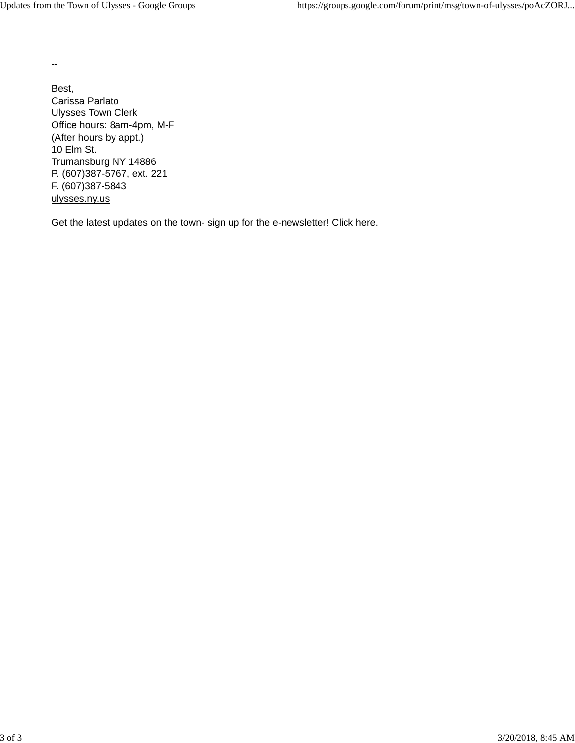--

Best,
Carissa Parlato
Ulysses Town Clerk
Office hours: 8am-4pm, M-F
(After hours by appt.)
10 Elm St.
Trumansburg NY 14886
P. (607)387-5767, ext. 221
F. (607)387-5843
ulysses.ny.us

Get the latest updates on the town- sign up for the e-newsletter! Click here.